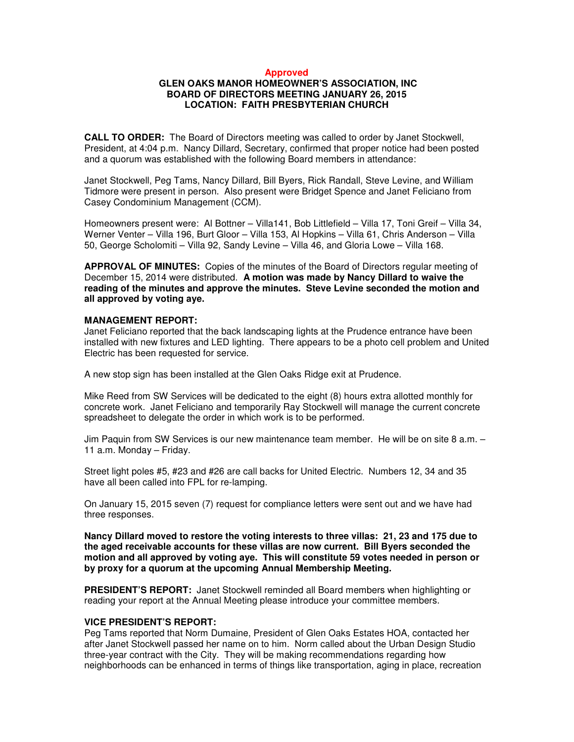**Approved**

# GLEN OAKS MANOR HOMEOWNER'S ASSOCIATION, INC
## BOARD OF DIRECTORS MEETING JANUARY 26, 2015
## LOCATION: FAITH PRESBYTERIAN CHURCH

**CALL TO ORDER:** The Board of Directors meeting was called to order by Janet Stockwell, President, at 4:04 p.m. Nancy Dillard, Secretary, confirmed that proper notice had been posted and a quorum was established with the following Board members in attendance:

Janet Stockwell, Peg Tams, Nancy Dillard, Bill Byers, Rick Randall, Steve Levine, and William Tidmore were present in person. Also present were Bridget Spence and Janet Feliciano from Casey Condominium Management (CCM).

Homeowners present were: Al Bottner – Villa141, Bob Littlefield – Villa 17, Toni Greif – Villa 34, Werner Venter – Villa 196, Burt Gloor – Villa 153, Al Hopkins – Villa 61, Chris Anderson – Villa 50, George Scholomiti – Villa 92, Sandy Levine – Villa 46, and Gloria Lowe – Villa 168.

**APPROVAL OF MINUTES:** Copies of the minutes of the Board of Directors regular meeting of December 15, 2014 were distributed. **A motion was made by Nancy Dillard to waive the reading of the minutes and approve the minutes. Steve Levine seconded the motion and all approved by voting aye.**

**MANAGEMENT REPORT:**
Janet Feliciano reported that the back landscaping lights at the Prudence entrance have been installed with new fixtures and LED lighting. There appears to be a photo cell problem and United Electric has been requested for service.

A new stop sign has been installed at the Glen Oaks Ridge exit at Prudence.

Mike Reed from SW Services will be dedicated to the eight (8) hours extra allotted monthly for concrete work. Janet Feliciano and temporarily Ray Stockwell will manage the current concrete spreadsheet to delegate the order in which work is to be performed.

Jim Paquin from SW Services is our new maintenance team member. He will be on site 8 a.m. – 11 a.m. Monday – Friday.

Street light poles #5, #23 and #26 are call backs for United Electric. Numbers 12, 34 and 35 have all been called into FPL for re-lamping.

On January 15, 2015 seven (7) request for compliance letters were sent out and we have had three responses.

**Nancy Dillard moved to restore the voting interests to three villas: 21, 23 and 175 due to the aged receivable accounts for these villas are now current. Bill Byers seconded the motion and all approved by voting aye. This will constitute 59 votes needed in person or by proxy for a quorum at the upcoming Annual Membership Meeting.**

**PRESIDENT'S REPORT:** Janet Stockwell reminded all Board members when highlighting or reading your report at the Annual Meeting please introduce your committee members.

**VICE PRESIDENT'S REPORT:**
Peg Tams reported that Norm Dumaine, President of Glen Oaks Estates HOA, contacted her after Janet Stockwell passed her name on to him. Norm called about the Urban Design Studio three-year contract with the City. They will be making recommendations regarding how neighborhoods can be enhanced in terms of things like transportation, aging in place, recreation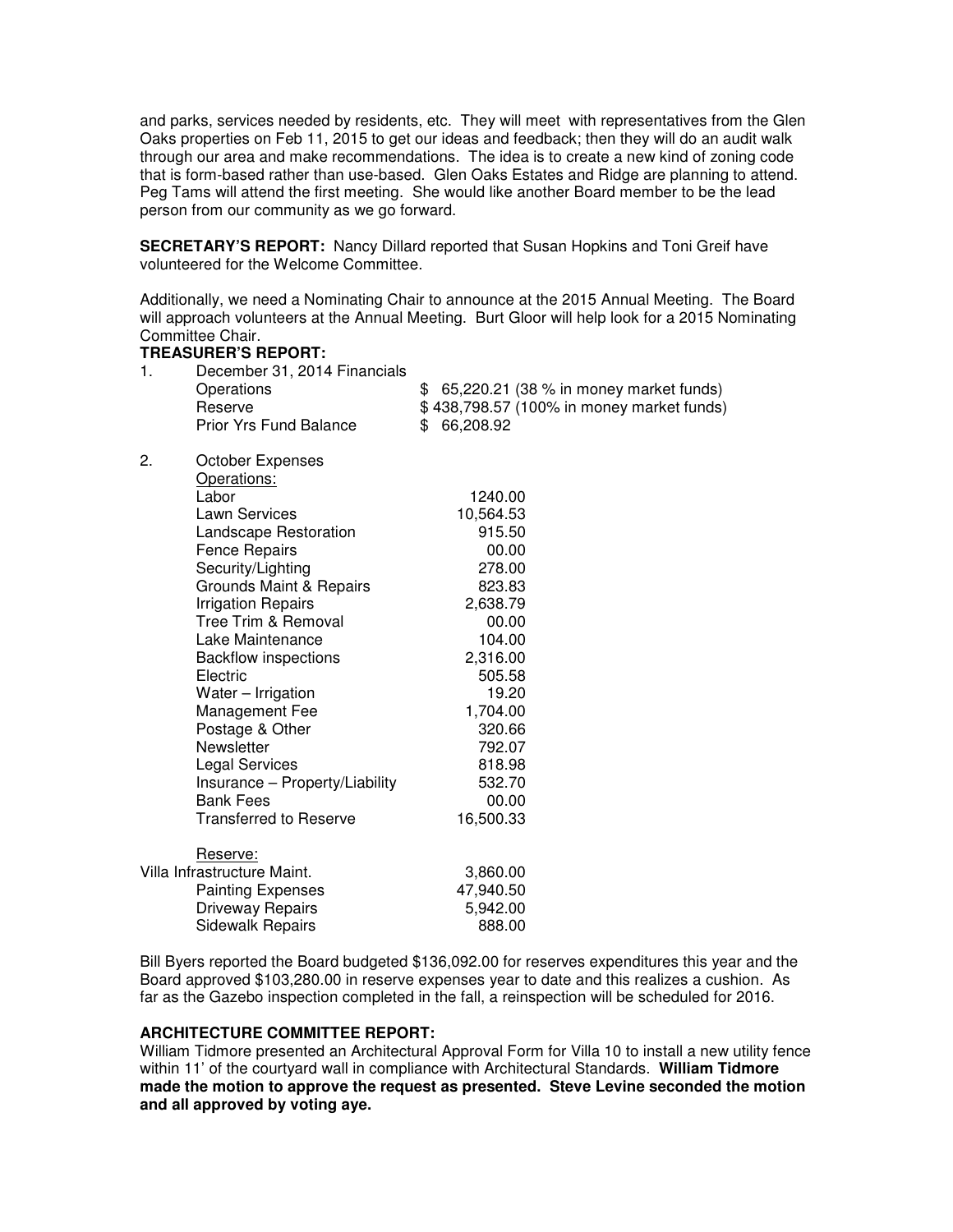and parks, services needed by residents, etc. They will meet with representatives from the Glen Oaks properties on Feb 11, 2015 to get our ideas and feedback; then they will do an audit walk through our area and make recommendations. The idea is to create a new kind of zoning code that is form-based rather than use-based. Glen Oaks Estates and Ridge are planning to attend. Peg Tams will attend the first meeting. She would like another Board member to be the lead person from our community as we go forward.

**SECRETARY'S REPORT:** Nancy Dillard reported that Susan Hopkins and Toni Greif have volunteered for the Welcome Committee.

Additionally, we need a Nominating Chair to announce at the 2015 Annual Meeting. The Board will approach volunteers at the Annual Meeting. Burt Gloor will help look for a 2015 Nominating Committee Chair.

**TREASURER'S REPORT:**

1. December 31, 2014 Financials

| | |
|---|---|
| Operations | $ 65,220.21 (38 % in money market funds) |
| Reserve | $ 438,798.57 (100% in money market funds) |
| Prior Yrs Fund Balance | $ 66,208.92 |

2. October Expenses

| | |
|---|---|
| Operations: | |
| Labor | 1240.00 |
| Lawn Services | 10,564.53 |
| Landscape Restoration | 915.50 |
| Fence Repairs | 00.00 |
| Security/Lighting | 278.00 |
| Grounds Maint & Repairs | 823.83 |
| Irrigation Repairs | 2,638.79 |
| Tree Trim & Removal | 00.00 |
| Lake Maintenance | 104.00 |
| Backflow inspections | 2,316.00 |
| Electric | 505.58 |
| Water – Irrigation | 19.20 |
| Management Fee | 1,704.00 |
| Postage & Other | 320.66 |
| Newsletter | 792.07 |
| Legal Services | 818.98 |
| Insurance – Property/Liability | 532.70 |
| Bank Fees | 00.00 |
| Transferred to Reserve | 16,500.33 |
| Reserve: | |
| Villa Infrastructure Maint. | 3,860.00 |
| Painting Expenses | 47,940.50 |
| Driveway Repairs | 5,942.00 |
| Sidewalk Repairs | 888.00 |

Bill Byers reported the Board budgeted $136,092.00 for reserves expenditures this year and the Board approved $103,280.00 in reserve expenses year to date and this realizes a cushion. As far as the Gazebo inspection completed in the fall, a reinspection will be scheduled for 2016.

**ARCHITECTURE COMMITTEE REPORT:**

William Tidmore presented an Architectural Approval Form for Villa 10 to install a new utility fence within 11' of the courtyard wall in compliance with Architectural Standards. **William Tidmore made the motion to approve the request as presented. Steve Levine seconded the motion and all approved by voting aye.**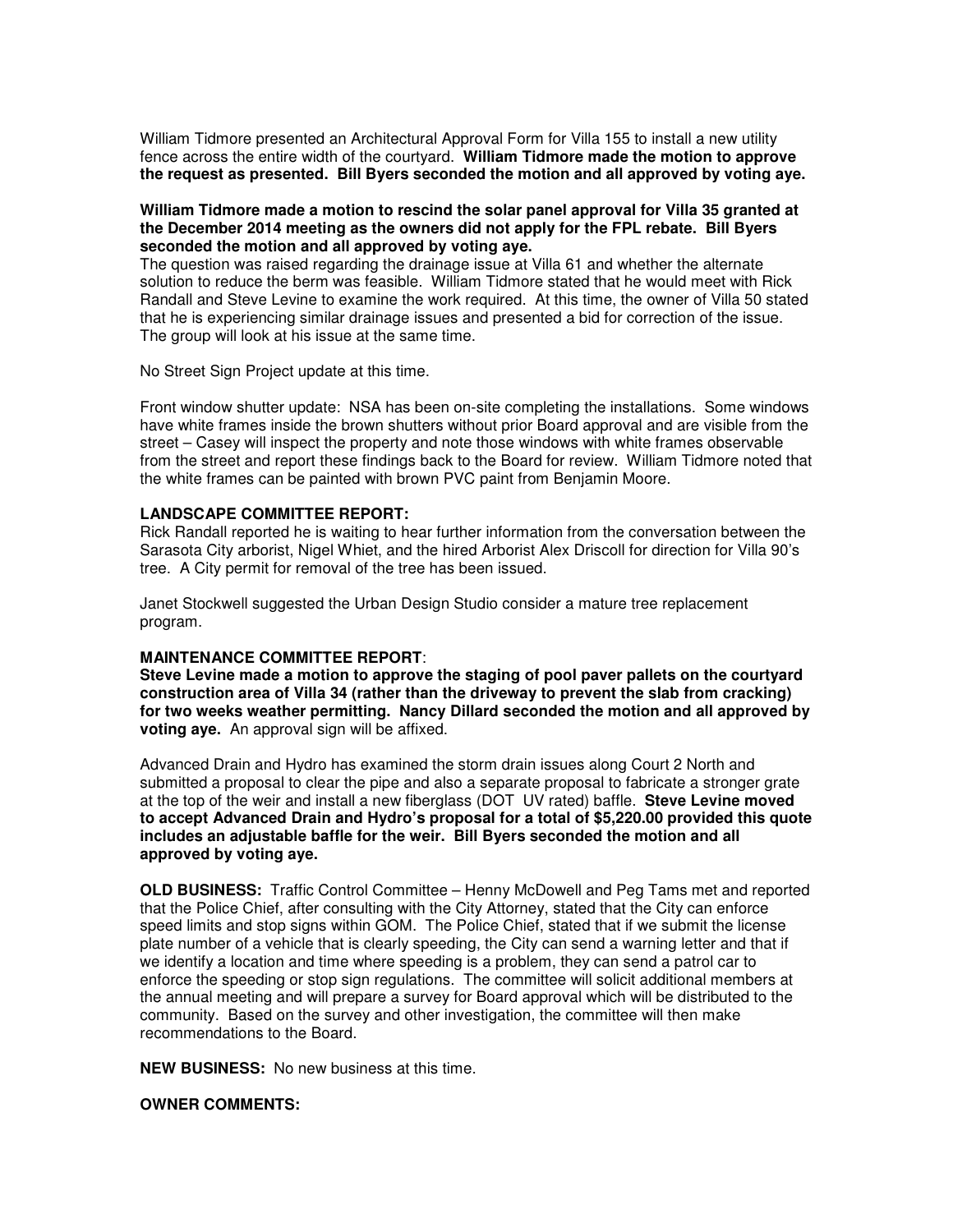William Tidmore presented an Architectural Approval Form for Villa 155 to install a new utility fence across the entire width of the courtyard. **William Tidmore made the motion to approve the request as presented. Bill Byers seconded the motion and all approved by voting aye.**

**William Tidmore made a motion to rescind the solar panel approval for Villa 35 granted at the December 2014 meeting as the owners did not apply for the FPL rebate. Bill Byers seconded the motion and all approved by voting aye.**
The question was raised regarding the drainage issue at Villa 61 and whether the alternate solution to reduce the berm was feasible. William Tidmore stated that he would meet with Rick Randall and Steve Levine to examine the work required. At this time, the owner of Villa 50 stated that he is experiencing similar drainage issues and presented a bid for correction of the issue. The group will look at his issue at the same time.

No Street Sign Project update at this time.

Front window shutter update: NSA has been on-site completing the installations. Some windows have white frames inside the brown shutters without prior Board approval and are visible from the street – Casey will inspect the property and note those windows with white frames observable from the street and report these findings back to the Board for review. William Tidmore noted that the white frames can be painted with brown PVC paint from Benjamin Moore.

**LANDSCAPE COMMITTEE REPORT:**
Rick Randall reported he is waiting to hear further information from the conversation between the Sarasota City arborist, Nigel Whiet, and the hired Arborist Alex Driscoll for direction for Villa 90's tree. A City permit for removal of the tree has been issued.

Janet Stockwell suggested the Urban Design Studio consider a mature tree replacement program.

**MAINTENANCE COMMITTEE REPORT**:
**Steve Levine made a motion to approve the staging of pool paver pallets on the courtyard construction area of Villa 34 (rather than the driveway to prevent the slab from cracking) for two weeks weather permitting. Nancy Dillard seconded the motion and all approved by voting aye.** An approval sign will be affixed.

Advanced Drain and Hydro has examined the storm drain issues along Court 2 North and submitted a proposal to clear the pipe and also a separate proposal to fabricate a stronger grate at the top of the weir and install a new fiberglass (DOT UV rated) baffle. **Steve Levine moved to accept Advanced Drain and Hydro's proposal for a total of $5,220.00 provided this quote includes an adjustable baffle for the weir. Bill Byers seconded the motion and all approved by voting aye.**

**OLD BUSINESS:** Traffic Control Committee – Henny McDowell and Peg Tams met and reported that the Police Chief, after consulting with the City Attorney, stated that the City can enforce speed limits and stop signs within GOM. The Police Chief, stated that if we submit the license plate number of a vehicle that is clearly speeding, the City can send a warning letter and that if we identify a location and time where speeding is a problem, they can send a patrol car to enforce the speeding or stop sign regulations. The committee will solicit additional members at the annual meeting and will prepare a survey for Board approval which will be distributed to the community. Based on the survey and other investigation, the committee will then make recommendations to the Board.

**NEW BUSINESS:** No new business at this time.

**OWNER COMMENTS:**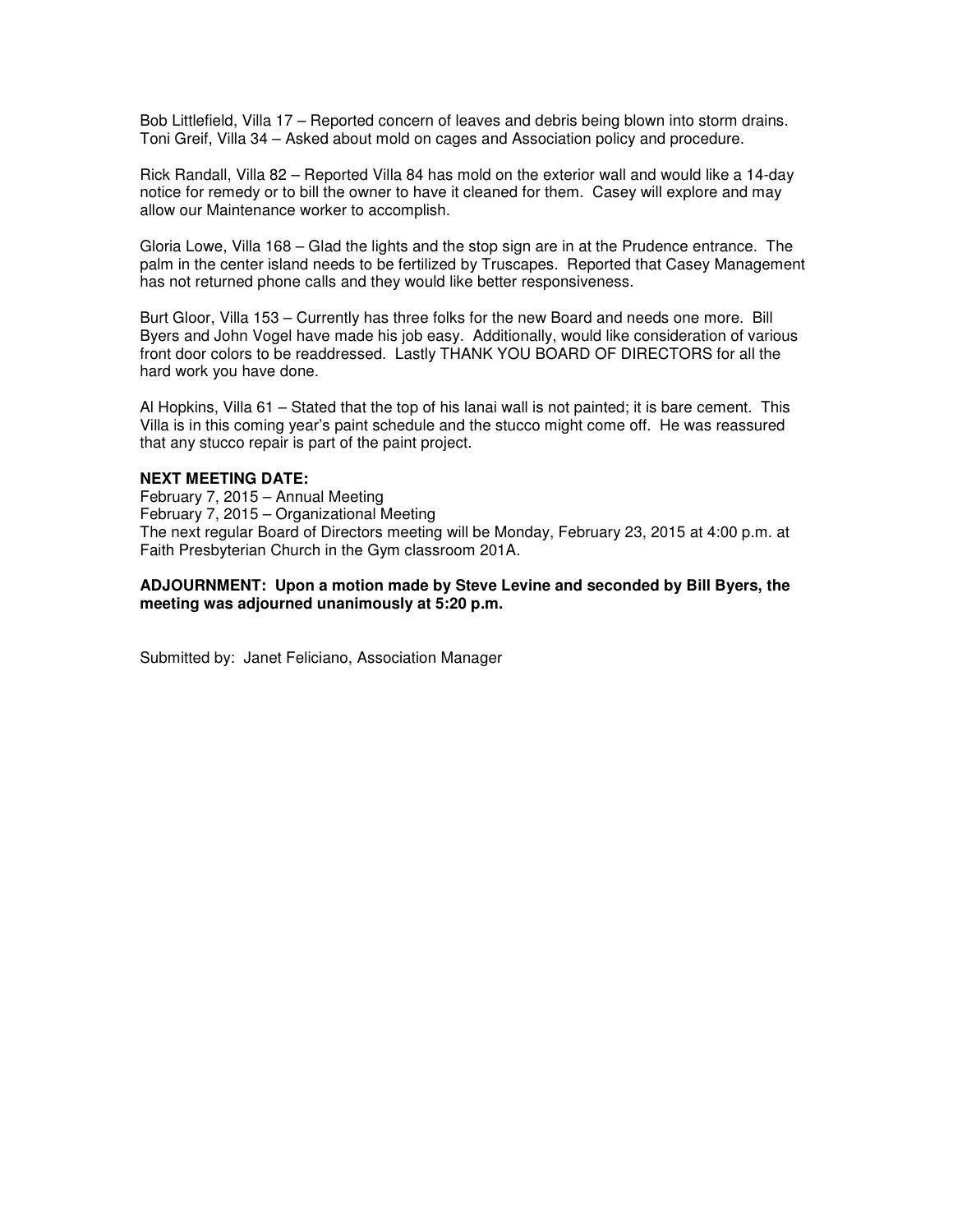Bob Littlefield, Villa 17 – Reported concern of leaves and debris being blown into storm drains.
Toni Greif, Villa 34 – Asked about mold on cages and Association policy and procedure.

Rick Randall, Villa 82 – Reported Villa 84 has mold on the exterior wall and would like a 14-day notice for remedy or to bill the owner to have it cleaned for them. Casey will explore and may allow our Maintenance worker to accomplish.

Gloria Lowe, Villa 168 – Glad the lights and the stop sign are in at the Prudence entrance. The palm in the center island needs to be fertilized by Truscapes. Reported that Casey Management has not returned phone calls and they would like better responsiveness.

Burt Gloor, Villa 153 – Currently has three folks for the new Board and needs one more. Bill Byers and John Vogel have made his job easy. Additionally, would like consideration of various front door colors to be readdressed. Lastly THANK YOU BOARD OF DIRECTORS for all the hard work you have done.

Al Hopkins, Villa 61 – Stated that the top of his lanai wall is not painted; it is bare cement. This Villa is in this coming year's paint schedule and the stucco might come off. He was reassured that any stucco repair is part of the paint project.

**NEXT MEETING DATE:**
February 7, 2015 – Annual Meeting
February 7, 2015 – Organizational Meeting
The next regular Board of Directors meeting will be Monday, February 23, 2015 at 4:00 p.m. at Faith Presbyterian Church in the Gym classroom 201A.

**ADJOURNMENT: Upon a motion made by Steve Levine and seconded by Bill Byers, the meeting was adjourned unanimously at 5:20 p.m.**

Submitted by: Janet Feliciano, Association Manager